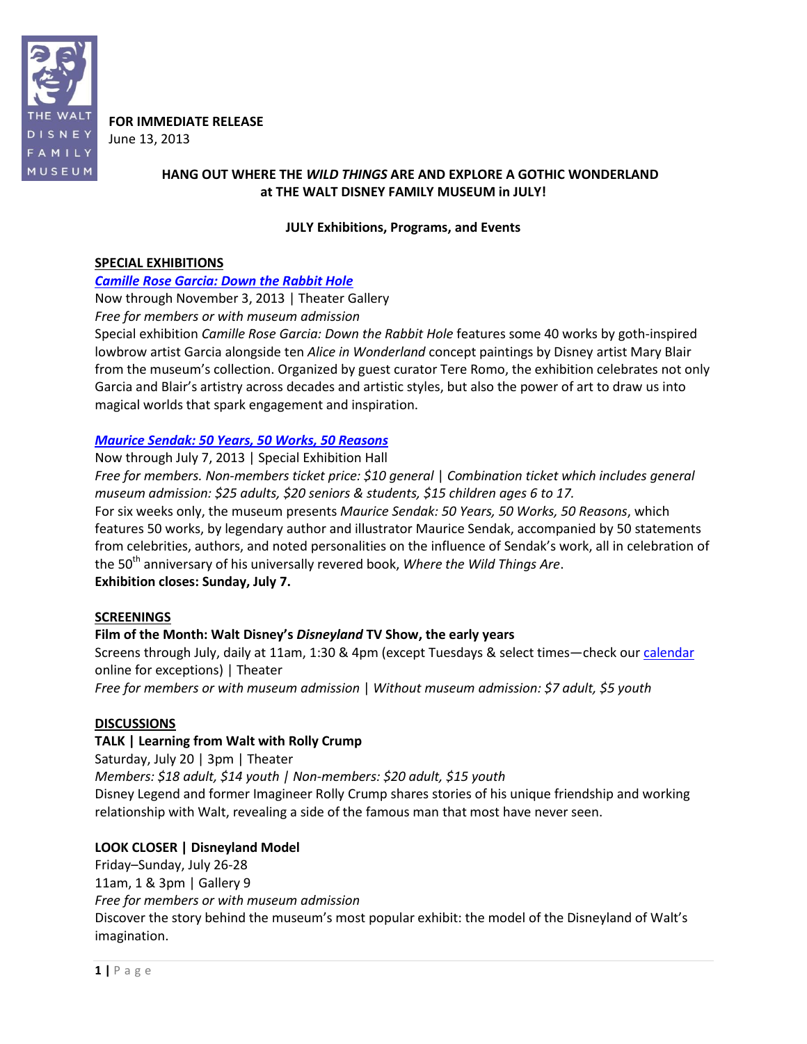THE WALT DISNEY FAMILY MUSEUM

**FOR IMMEDIATE RELEASE**
June 13, 2013

# HANG OUT WHERE THE *WILD THINGS* ARE AND EXPLORE A GOTHIC WONDERLAND at THE WALT DISNEY FAMILY MUSEUM in JULY!

## JULY Exhibitions, Programs, and Events

### SPECIAL EXHIBITIONS

***Camille Rose Garcia: Down the Rabbit Hole***
Now through November 3, 2013 | Theater Gallery
*Free for members or with museum admission*
Special exhibition *Camille Rose Garcia: Down the Rabbit Hole* features some 40 works by goth-inspired lowbrow artist Garcia alongside ten *Alice in Wonderland* concept paintings by Disney artist Mary Blair from the museum's collection. Organized by guest curator Tere Romo, the exhibition celebrates not only Garcia and Blair's artistry across decades and artistic styles, but also the power of art to draw us into magical worlds that spark engagement and inspiration.

***Maurice Sendak: 50 Years, 50 Works, 50 Reasons***
Now through July 7, 2013 | Special Exhibition Hall
*Free for members. Non-members ticket price: $10 general | Combination ticket which includes general museum admission: $25 adults, $20 seniors & students, $15 children ages 6 to 17.*
For six weeks only, the museum presents *Maurice Sendak: 50 Years, 50 Works, 50 Reasons*, which features 50 works, by legendary author and illustrator Maurice Sendak, accompanied by 50 statements from celebrities, authors, and noted personalities on the influence of Sendak's work, all in celebration of the 50th anniversary of his universally revered book, *Where the Wild Things Are*.
**Exhibition closes: Sunday, July 7.**

### SCREENINGS

**Film of the Month: Walt Disney's *Disneyland* TV Show, the early years**
Screens through July, daily at 11am, 1:30 & 4pm (except Tuesdays & select times—check our calendar online for exceptions) | Theater
*Free for members or with museum admission | Without museum admission: $7 adult, $5 youth*

### DISCUSSIONS

**TALK | Learning from Walt with Rolly Crump**
Saturday, July 20 | 3pm | Theater
*Members: $18 adult, $14 youth | Non-members: $20 adult, $15 youth*
Disney Legend and former Imagineer Rolly Crump shares stories of his unique friendship and working relationship with Walt, revealing a side of the famous man that most have never seen.

**LOOK CLOSER | Disneyland Model**
Friday–Sunday, July 26-28
11am, 1 & 3pm | Gallery 9
*Free for members or with museum admission*
Discover the story behind the museum's most popular exhibit: the model of the Disneyland of Walt's imagination.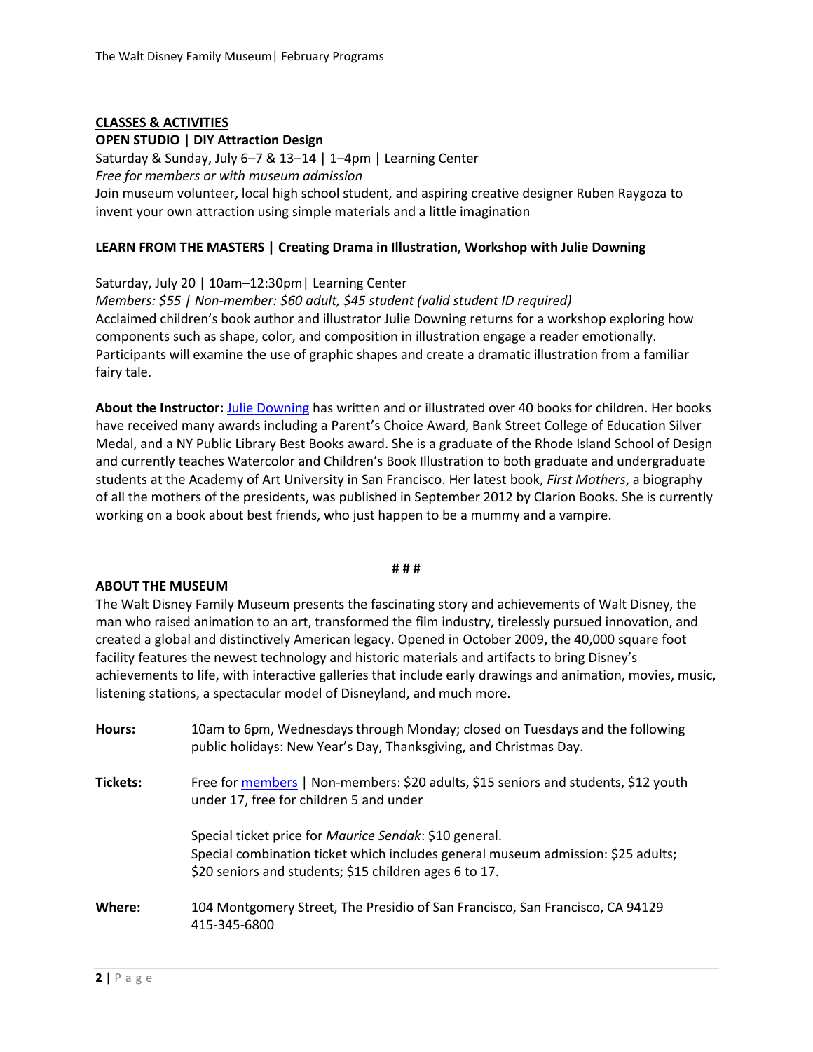**CLASSES & ACTIVITIES**

**OPEN STUDIO | DIY Attraction Design**

Saturday & Sunday, July 6–7 & 13–14 | 1–4pm | Learning Center

*Free for members or with museum admission*

Join museum volunteer, local high school student, and aspiring creative designer Ruben Raygoza to invent your own attraction using simple materials and a little imagination

**LEARN FROM THE MASTERS | Creating Drama in Illustration, Workshop with Julie Downing**

Saturday, July 20 | 10am–12:30pm| Learning Center

*Members: $55 | Non-member: $60 adult, $45 student (valid student ID required)*

Acclaimed children's book author and illustrator Julie Downing returns for a workshop exploring how components such as shape, color, and composition in illustration engage a reader emotionally. Participants will examine the use of graphic shapes and create a dramatic illustration from a familiar fairy tale.

**About the Instructor:** Julie Downing has written and or illustrated over 40 books for children. Her books have received many awards including a Parent's Choice Award, Bank Street College of Education Silver Medal, and a NY Public Library Best Books award. She is a graduate of the Rhode Island School of Design and currently teaches Watercolor and Children's Book Illustration to both graduate and undergraduate students at the Academy of Art University in San Francisco. Her latest book, *First Mothers*, a biography of all the mothers of the presidents, was published in September 2012 by Clarion Books. She is currently working on a book about best friends, who just happen to be a mummy and a vampire.

**# # #**

**ABOUT THE MUSEUM**

The Walt Disney Family Museum presents the fascinating story and achievements of Walt Disney, the man who raised animation to an art, transformed the film industry, tirelessly pursued innovation, and created a global and distinctively American legacy. Opened in October 2009, the 40,000 square foot facility features the newest technology and historic materials and artifacts to bring Disney's achievements to life, with interactive galleries that include early drawings and animation, movies, music, listening stations, a spectacular model of Disneyland, and much more.

**Hours:** 10am to 6pm, Wednesdays through Monday; closed on Tuesdays and the following public holidays: New Year's Day, Thanksgiving, and Christmas Day.

**Tickets:** Free for members | Non-members: $20 adults, $15 seniors and students, $12 youth under 17, free for children 5 and under

Special ticket price for *Maurice Sendak*: $10 general.
Special combination ticket which includes general museum admission: $25 adults; $20 seniors and students; $15 children ages 6 to 17.

**Where:** 104 Montgomery Street, The Presidio of San Francisco, San Francisco, CA 94129
415-345-6800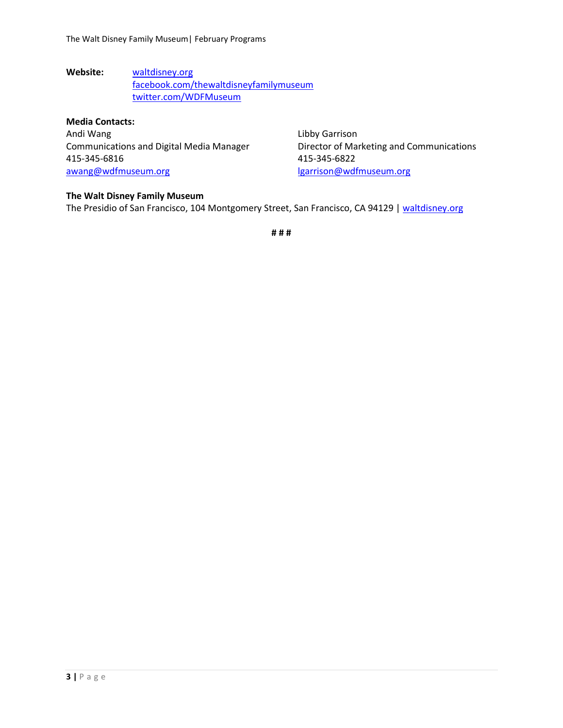**Website:** waltdisney.org
facebook.com/thewaltdisneyfamilymuseum
twitter.com/WDFMuseum

**Media Contacts:**

Andi Wang
Communications and Digital Media Manager
415-345-6816
awang@wdfmuseum.org

Libby Garrison
Director of Marketing and Communications
415-345-6822
lgarrison@wdfmuseum.org

**The Walt Disney Family Museum**
The Presidio of San Francisco, 104 Montgomery Street, San Francisco, CA 94129 | waltdisney.org

# # #